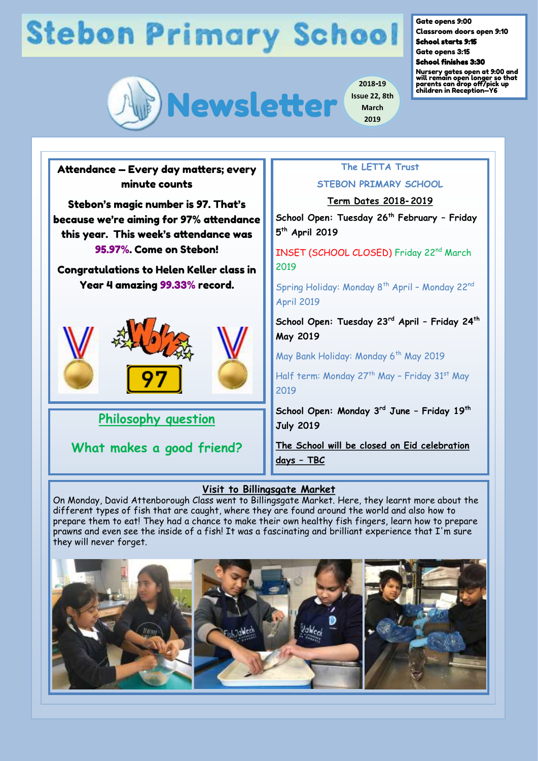# Stebon Primary School

**Gate opens 9:00**
**Classroom doors open 9:10**
**School starts 9:15**
**Gate opens 3:15**
**School finishes 3:30**
**Nursery gates open at 9:00 and will remain open longer so that parents can drop off/pick up children in Reception—Y6**

## Newsletter

2018-19 Issue 22, 8th March 2019

### Attendance – Every day matters; every minute counts

**Stebon's magic number is 97. That's because we're aiming for 97% attendance this year. This week's attendance was 95.97%. Come on Stebon!**

**Congratulations to Helen Keller class in Year 4 amazing 99.33% record.**

### Philosophy question

**What makes a good friend?**

### The LETTA Trust

### STEBON PRIMARY SCHOOL

**Term Dates 2018-2019**

School Open: Tuesday 26th February – Friday 5th April 2019

INSET (SCHOOL CLOSED) Friday 22nd March 2019

Spring Holiday: Monday 8th April – Monday 22nd April 2019

School Open: Tuesday 23rd April – Friday 24th May 2019

May Bank Holiday: Monday 6th May 2019

Half term: Monday 27th May – Friday 31st May 2019

School Open: Monday 3rd June – Friday 19th July 2019

**The School will be closed on Eid celebration days – TBC**

### Visit to Billingsgate Market

On Monday, David Attenborough Class went to Billingsgate Market. Here, they learnt more about the different types of fish that are caught, where they are found around the world and also how to prepare them to eat! They had a chance to make their own healthy fish fingers, learn how to prepare prawns and even see the inside of a fish! It was a fascinating and brilliant experience that I'm sure they will never forget.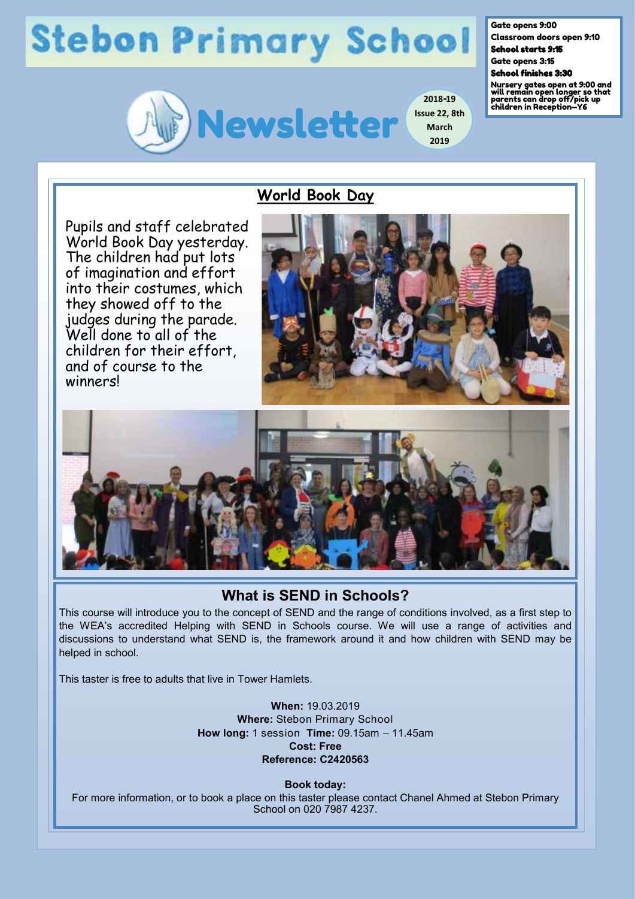# Stebon Primary School

**Gate opens 9:00**
**Classroom doors open 9:10**
**School starts 9:15**
**Gate opens 3:15**
**School finishes 3:30**
**Nursery gates open at 9:00 and will remain open longer so that parents can drop off/pick up children in Reception—Y6**

## Newsletter

2018-19 Issue 22, 8th March 2019

## World Book Day

Pupils and staff celebrated World Book Day yesterday. The children had put lots of imagination and effort into their costumes, which they showed off to the judges during the parade. Well done to all of the children for their effort, and of course to the winners!

## What is SEND in Schools?

This course will introduce you to the concept of SEND and the range of conditions involved, as a first step to the WEA's accredited Helping with SEND in Schools course. We will use a range of activities and discussions to understand what SEND is, the framework around it and how children with SEND may be helped in school.

This taster is free to adults that live in Tower Hamlets.

**When:** 19.03.2019
**Where:** Stebon Primary School
**How long:** 1 session **Time:** 09.15am – 11.45am
**Cost: Free**
**Reference: C2420563**

**Book today:**
For more information, or to book a place on this taster please contact Chanel Ahmed at Stebon Primary School on 020 7987 4237.